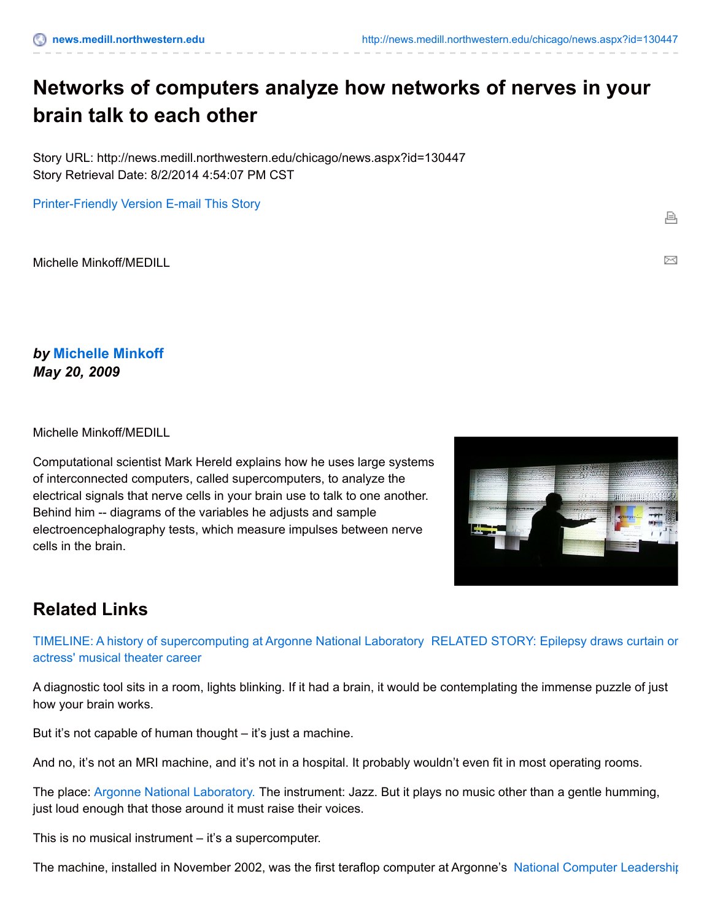# Networks of computers analyze how networks of nerves in your brain talk to each other

Story URL: http://news.medill.northwestern.edu/chicago/news.aspx?id=130447
Story Retrieval Date: 8/2/2014 4:54:07 PM CST

Printer-Friendly Version E-mail This Story

Michelle Minkoff/MEDILL

***by* Michelle Minkoff**
***May 20, 2009***

Michelle Minkoff/MEDILL

Computational scientist Mark Hereld explains how he uses large systems of interconnected computers, called supercomputers, to analyze the electrical signals that nerve cells in your brain use to talk to one another. Behind him -- diagrams of the variables he adjusts and sample electroencephalography tests, which measure impulses between nerve cells in the brain.

## Related Links

TIMELINE: A history of supercomputing at Argonne National Laboratory RELATED STORY: Epilepsy draws curtain or actress' musical theater career

A diagnostic tool sits in a room, lights blinking. If it had a brain, it would be contemplating the immense puzzle of just how your brain works.

But it's not capable of human thought – it's just a machine.

And no, it's not an MRI machine, and it's not in a hospital. It probably wouldn't even fit in most operating rooms.

The place: Argonne National Laboratory. The instrument: Jazz. But it plays no music other than a gentle humming, just loud enough that those around it must raise their voices.

This is no musical instrument – it's a supercomputer.

The machine, installed in November 2002, was the first teraflop computer at Argonne's National Computer Leadership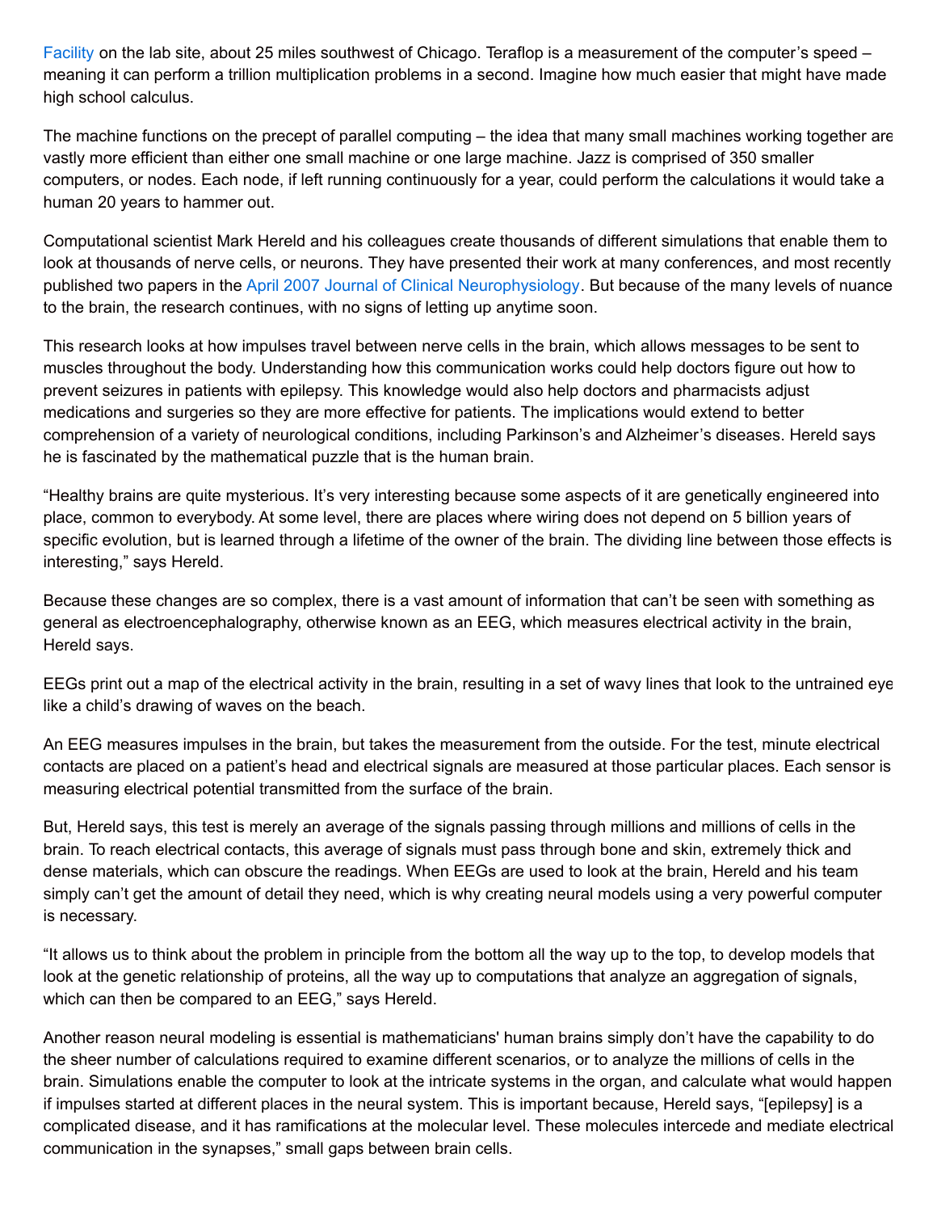Facility on the lab site, about 25 miles southwest of Chicago. Teraflop is a measurement of the computer's speed – meaning it can perform a trillion multiplication problems in a second. Imagine how much easier that might have made high school calculus.

The machine functions on the precept of parallel computing – the idea that many small machines working together are vastly more efficient than either one small machine or one large machine. Jazz is comprised of 350 smaller computers, or nodes. Each node, if left running continuously for a year, could perform the calculations it would take a human 20 years to hammer out.

Computational scientist Mark Hereld and his colleagues create thousands of different simulations that enable them to look at thousands of nerve cells, or neurons. They have presented their work at many conferences, and most recently published two papers in the April 2007 Journal of Clinical Neurophysiology. But because of the many levels of nuance to the brain, the research continues, with no signs of letting up anytime soon.

This research looks at how impulses travel between nerve cells in the brain, which allows messages to be sent to muscles throughout the body. Understanding how this communication works could help doctors figure out how to prevent seizures in patients with epilepsy. This knowledge would also help doctors and pharmacists adjust medications and surgeries so they are more effective for patients. The implications would extend to better comprehension of a variety of neurological conditions, including Parkinson's and Alzheimer's diseases. Hereld says he is fascinated by the mathematical puzzle that is the human brain.

"Healthy brains are quite mysterious. It's very interesting because some aspects of it are genetically engineered into place, common to everybody. At some level, there are places where wiring does not depend on 5 billion years of specific evolution, but is learned through a lifetime of the owner of the brain. The dividing line between those effects is interesting," says Hereld.

Because these changes are so complex, there is a vast amount of information that can't be seen with something as general as electroencephalography, otherwise known as an EEG, which measures electrical activity in the brain, Hereld says.

EEGs print out a map of the electrical activity in the brain, resulting in a set of wavy lines that look to the untrained eye like a child's drawing of waves on the beach.

An EEG measures impulses in the brain, but takes the measurement from the outside. For the test, minute electrical contacts are placed on a patient's head and electrical signals are measured at those particular places. Each sensor is measuring electrical potential transmitted from the surface of the brain.

But, Hereld says, this test is merely an average of the signals passing through millions and millions of cells in the brain. To reach electrical contacts, this average of signals must pass through bone and skin, extremely thick and dense materials, which can obscure the readings. When EEGs are used to look at the brain, Hereld and his team simply can't get the amount of detail they need, which is why creating neural models using a very powerful computer is necessary.

"It allows us to think about the problem in principle from the bottom all the way up to the top, to develop models that look at the genetic relationship of proteins, all the way up to computations that analyze an aggregation of signals, which can then be compared to an EEG," says Hereld.

Another reason neural modeling is essential is mathematicians' human brains simply don't have the capability to do the sheer number of calculations required to examine different scenarios, or to analyze the millions of cells in the brain. Simulations enable the computer to look at the intricate systems in the organ, and calculate what would happen if impulses started at different places in the neural system. This is important because, Hereld says, "[epilepsy] is a complicated disease, and it has ramifications at the molecular level. These molecules intercede and mediate electrical communication in the synapses," small gaps between brain cells.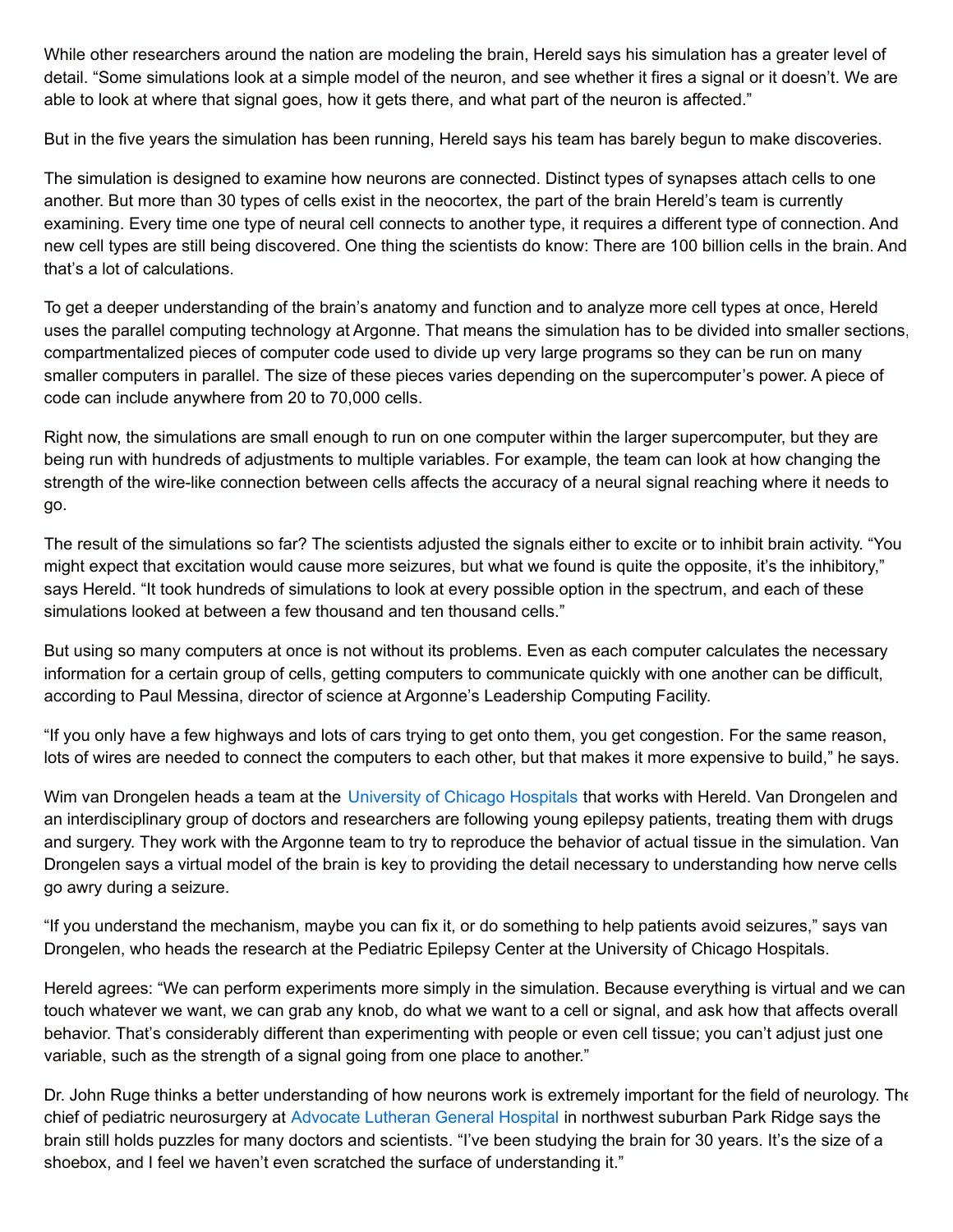While other researchers around the nation are modeling the brain, Hereld says his simulation has a greater level of detail. “Some simulations look at a simple model of the neuron, and see whether it fires a signal or it doesn’t. We are able to look at where that signal goes, how it gets there, and what part of the neuron is affected.”

But in the five years the simulation has been running, Hereld says his team has barely begun to make discoveries.

The simulation is designed to examine how neurons are connected. Distinct types of synapses attach cells to one another. But more than 30 types of cells exist in the neocortex, the part of the brain Hereld’s team is currently examining. Every time one type of neural cell connects to another type, it requires a different type of connection. And new cell types are still being discovered. One thing the scientists do know: There are 100 billion cells in the brain. And that’s a lot of calculations.

To get a deeper understanding of the brain’s anatomy and function and to analyze more cell types at once, Hereld uses the parallel computing technology at Argonne. That means the simulation has to be divided into smaller sections, compartmentalized pieces of computer code used to divide up very large programs so they can be run on many smaller computers in parallel. The size of these pieces varies depending on the supercomputer’s power. A piece of code can include anywhere from 20 to 70,000 cells.

Right now, the simulations are small enough to run on one computer within the larger supercomputer, but they are being run with hundreds of adjustments to multiple variables. For example, the team can look at how changing the strength of the wire-like connection between cells affects the accuracy of a neural signal reaching where it needs to go.

The result of the simulations so far? The scientists adjusted the signals either to excite or to inhibit brain activity. “You might expect that excitation would cause more seizures, but what we found is quite the opposite, it’s the inhibitory,” says Hereld. “It took hundreds of simulations to look at every possible option in the spectrum, and each of these simulations looked at between a few thousand and ten thousand cells.”

But using so many computers at once is not without its problems. Even as each computer calculates the necessary information for a certain group of cells, getting computers to communicate quickly with one another can be difficult, according to Paul Messina, director of science at Argonne’s Leadership Computing Facility.

“If you only have a few highways and lots of cars trying to get onto them, you get congestion. For the same reason, lots of wires are needed to connect the computers to each other, but that makes it more expensive to build,” he says.

Wim van Drongelen heads a team at the University of Chicago Hospitals that works with Hereld. Van Drongelen and an interdisciplinary group of doctors and researchers are following young epilepsy patients, treating them with drugs and surgery. They work with the Argonne team to try to reproduce the behavior of actual tissue in the simulation. Van Drongelen says a virtual model of the brain is key to providing the detail necessary to understanding how nerve cells go awry during a seizure.

“If you understand the mechanism, maybe you can fix it, or do something to help patients avoid seizures,” says van Drongelen, who heads the research at the Pediatric Epilepsy Center at the University of Chicago Hospitals.

Hereld agrees: “We can perform experiments more simply in the simulation. Because everything is virtual and we can touch whatever we want, we can grab any knob, do what we want to a cell or signal, and ask how that affects overall behavior. That’s considerably different than experimenting with people or even cell tissue; you can’t adjust just one variable, such as the strength of a signal going from one place to another.”

Dr. John Ruge thinks a better understanding of how neurons work is extremely important for the field of neurology. The chief of pediatric neurosurgery at Advocate Lutheran General Hospital in northwest suburban Park Ridge says the brain still holds puzzles for many doctors and scientists. “I’ve been studying the brain for 30 years. It’s the size of a shoebox, and I feel we haven’t even scratched the surface of understanding it.”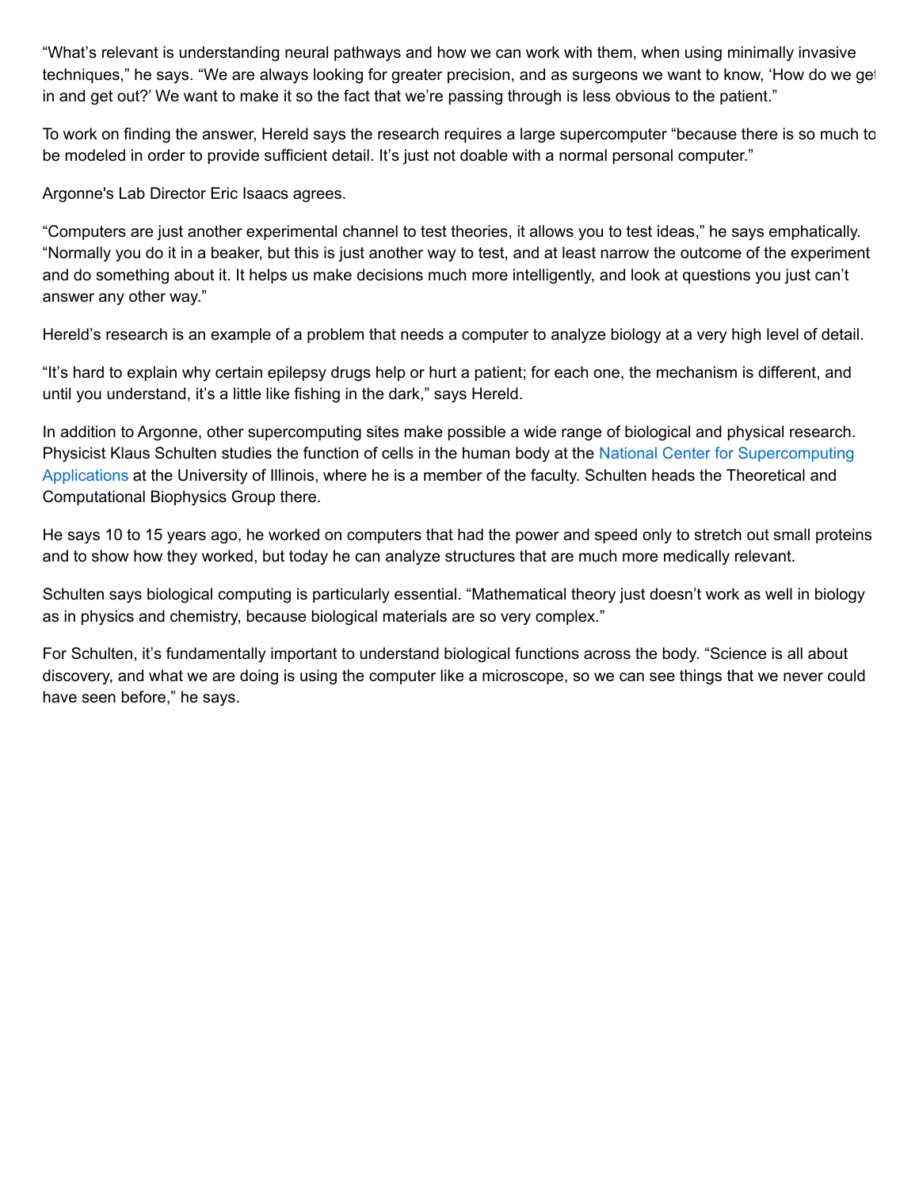"What's relevant is understanding neural pathways and how we can work with them, when using minimally invasive techniques," he says. "We are always looking for greater precision, and as surgeons we want to know, 'How do we get in and get out?' We want to make it so the fact that we're passing through is less obvious to the patient."

To work on finding the answer, Hereld says the research requires a large supercomputer "because there is so much to be modeled in order to provide sufficient detail. It's just not doable with a normal personal computer."

Argonne's Lab Director Eric Isaacs agrees.

"Computers are just another experimental channel to test theories, it allows you to test ideas," he says emphatically. "Normally you do it in a beaker, but this is just another way to test, and at least narrow the outcome of the experiment and do something about it. It helps us make decisions much more intelligently, and look at questions you just can't answer any other way."

Hereld's research is an example of a problem that needs a computer to analyze biology at a very high level of detail.

"It's hard to explain why certain epilepsy drugs help or hurt a patient; for each one, the mechanism is different, and until you understand, it's a little like fishing in the dark," says Hereld.

In addition to Argonne, other supercomputing sites make possible a wide range of biological and physical research. Physicist Klaus Schulten studies the function of cells in the human body at the National Center for Supercomputing Applications at the University of Illinois, where he is a member of the faculty. Schulten heads the Theoretical and Computational Biophysics Group there.

He says 10 to 15 years ago, he worked on computers that had the power and speed only to stretch out small proteins and to show how they worked, but today he can analyze structures that are much more medically relevant.

Schulten says biological computing is particularly essential. "Mathematical theory just doesn't work as well in biology as in physics and chemistry, because biological materials are so very complex."

For Schulten, it's fundamentally important to understand biological functions across the body. "Science is all about discovery, and what we are doing is using the computer like a microscope, so we can see things that we never could have seen before," he says.